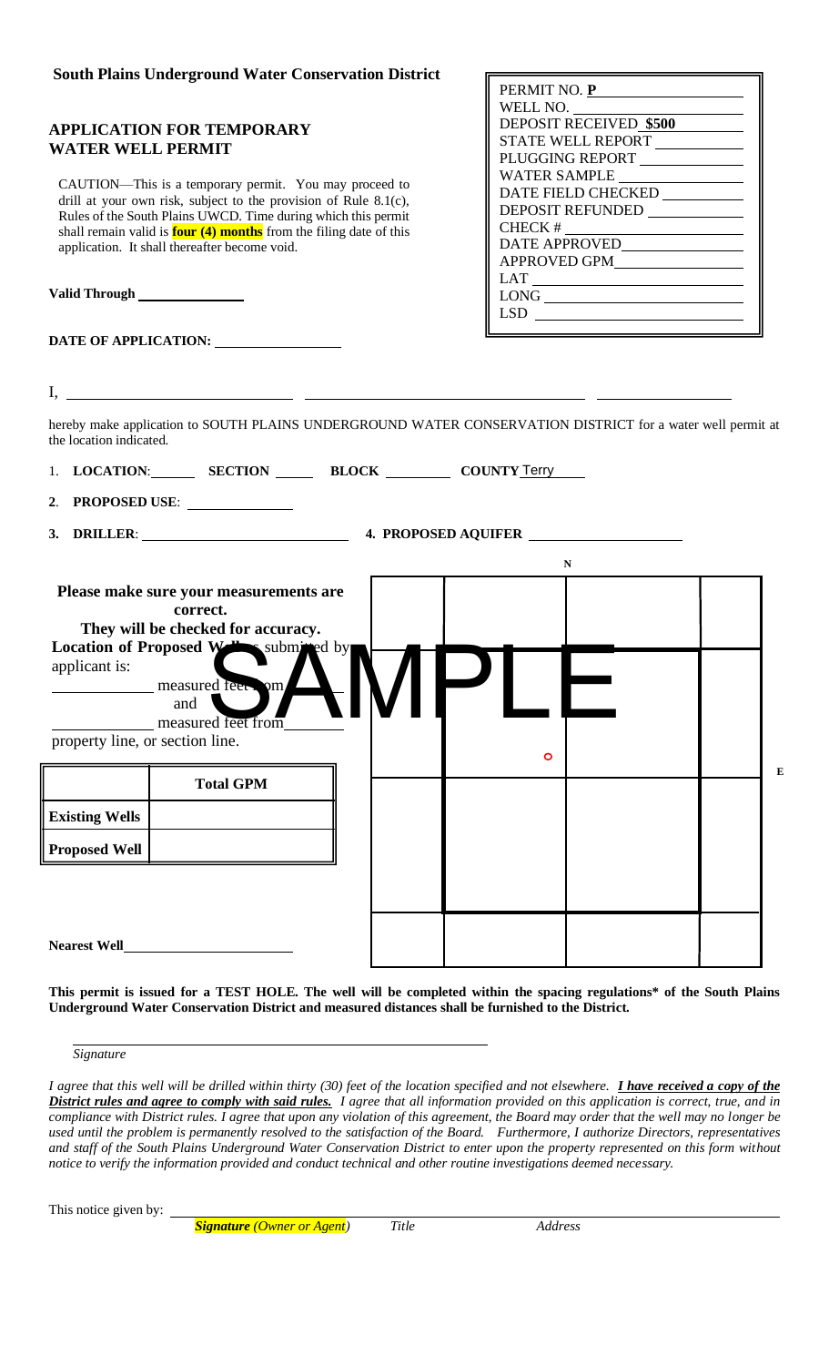**South Plains Underground Water Conservation District**

## APPLICATION FOR TEMPORARY WATER WELL PERMIT

CAUTION—This is a temporary permit. You may proceed to drill at your own risk, subject to the provision of Rule 8.1(c), Rules of the South Plains UWCD. Time during which this permit shall remain valid is **four (4) months** from the filing date of this application. It shall thereafter become void.

| |
|---|
| PERMIT NO. **P** ______ |
| WELL NO. ______ |
| DEPOSIT RECEIVED **$500** |
| STATE WELL REPORT ______ |
| PLUGGING REPORT ______ |
| WATER SAMPLE ______ |
| DATE FIELD CHECKED ______ |
| DEPOSIT REFUNDED ______ |
| CHECK # ______ |
| DATE APPROVED ______ |
| APPROVED GPM ______ |
| LAT ______ |
| LONG ______ |
| LSD ______ |

**Valid Through** ______

**DATE OF APPLICATION:** ______

I, ______ ______ ______

hereby make application to SOUTH PLAINS UNDERGROUND WATER CONSERVATION DISTRICT for a water well permit at the location indicated.

1. **LOCATION**: ______ **SECTION** ______ **BLOCK** ______ **COUNTY** Terry
2. **PROPOSED USE**: ______
3. **DRILLER**: ______ 4. **PROPOSED AQUIFER** ______

**Please make sure your measurements are correct.**
**They will be checked for accuracy.**

**Location of Proposed Well as submitted by applicant is:**

______ measured feet from ______ and ______ measured feet from ______ property line, or section line.

SAMPLE

N

E

| | **Total GPM** |
|---|---|
| **Existing Wells** | |
| **Proposed Well** | |

**Nearest Well** ______

**This permit is issued for a TEST HOLE. The well will be completed within the spacing regulations* of the South Plains Underground Water Conservation District and measured distances shall be furnished to the District.**

______

*Signature*

*I agree that this well will be drilled within thirty (30) feet of the location specified and not elsewhere.* ***I have received a copy of the District rules and agree to comply with said rules.*** *I agree that all information provided on this application is correct, true, and in compliance with District rules. I agree that upon any violation of this agreement, the Board may order that the well may no longer be used until the problem is permanently resolved to the satisfaction of the Board. Furthermore, I authorize Directors, representatives and staff of the South Plains Underground Water Conservation District to enter upon the property represented on this form without notice to verify the information provided and conduct technical and other routine investigations deemed necessary.*

This notice given by: ______

***Signature*** *(Owner or Agent)* *Title* *Address*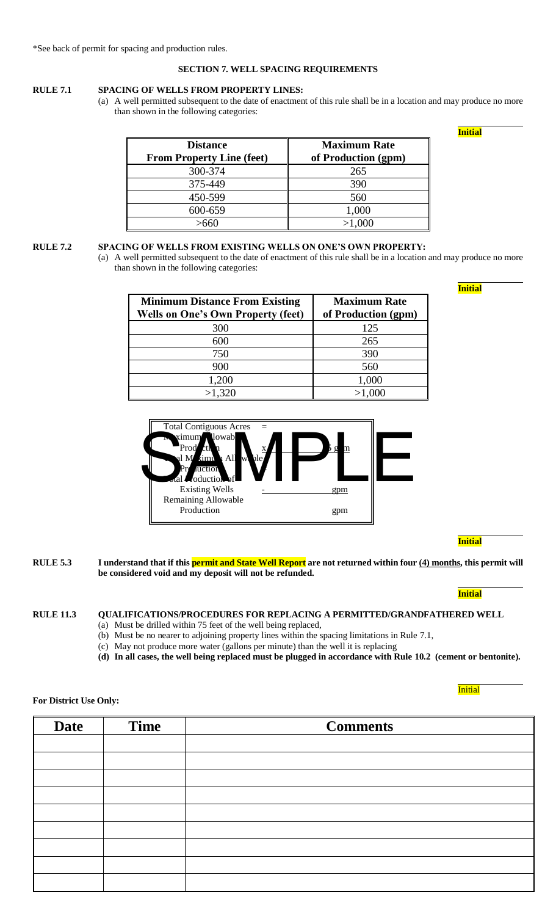*See back of permit for spacing and production rules.

## SECTION 7. WELL SPACING REQUIREMENTS

**RULE 7.1 SPACING OF WELLS FROM PROPERTY LINES:**

(a) A well permitted subsequent to the date of enactment of this rule shall be in a location and may produce no more than shown in the following categories:

| Distance From Property Line (feet) | Maximum Rate of Production (gpm) |
|---|---|
| 300-374 | 265 |
| 375-449 | 390 |
| 450-599 | 560 |
| 600-659 | 1,000 |
| >660 | >1,000 |

**Initial** \_\_\_\_\_\_\_\_\_\_

**RULE 7.2 SPACING OF WELLS FROM EXISTING WELLS ON ONE'S OWN PROPERTY:**

(a) A well permitted subsequent to the date of enactment of this rule shall be in a location and may produce no more than shown in the following categories:

| Minimum Distance From Existing Wells on One's Own Property (feet) | Maximum Rate of Production (gpm) |
|---|---|
| 300 | 125 |
| 600 | 265 |
| 750 | 390 |
| 900 | 560 |
| 1,200 | 1,000 |
| >1,320 | >1,000 |

**Initial** \_\_\_\_\_\_\_\_\_\_

SAMPLE

| | | |
|---|---|---|
| Total Contiguous Acres | = | |
| Maximum Allowable Production | x | 5 gpm |
| Total Maximum Allowable Production | = | |
| Total Production of Existing Wells | - | gpm |
| Remaining Allowable Production | | gpm |

**Initial** \_\_\_\_\_\_\_\_\_\_

**RULE 5.3 I understand that if this permit and State Well Report are not returned within four (4) months, this permit will be considered void and my deposit will not be refunded.**

**Initial** \_\_\_\_\_\_\_\_\_\_

**RULE 11.3 QUALIFICATIONS/PROCEDURES FOR REPLACING A PERMITTED/GRANDFATHERED WELL**

(a) Must be drilled within 75 feet of the well being replaced,
(b) Must be no nearer to adjoining property lines within the spacing limitations in Rule 7.1,
(c) May not produce more water (gallons per minute) than the well it is replacing
**(d) In all cases, the well being replaced must be plugged in accordance with Rule 10.2 (cement or bentonite).**

Initial \_\_\_\_\_\_\_\_\_\_

**For District Use Only:**

| Date | Time | Comments |
|---|---|---|
| | | |
| | | |
| | | |
| | | |
| | | |
| | | |
| | | |
| | | |
| | | |